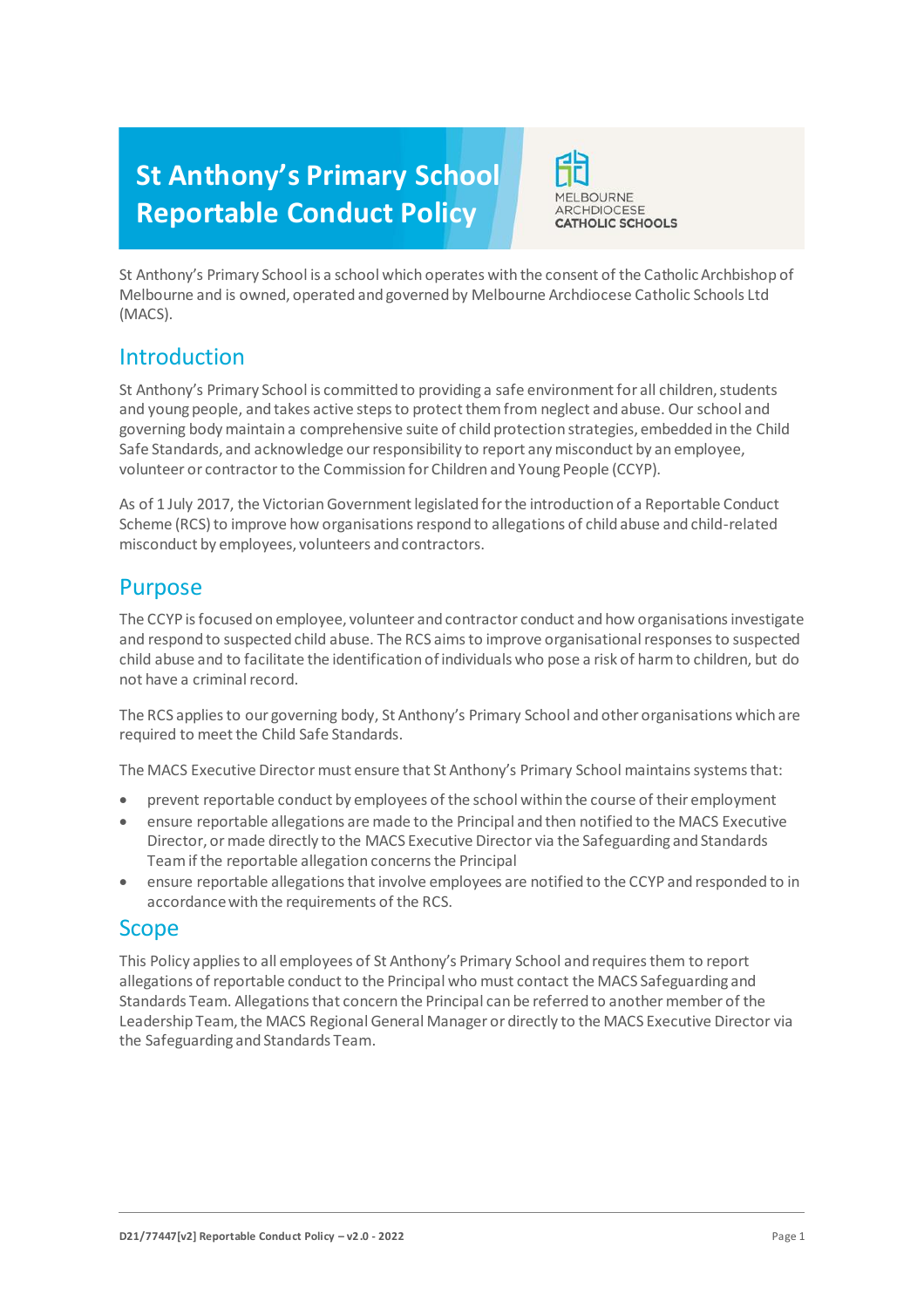# St Anthony's Primary School Reportable Conduct Policy

MELBOURNE ARCHDIOCESE CATHOLIC SCHOOLS

St Anthony's Primary School is a school which operates with the consent of the Catholic Archbishop of Melbourne and is owned, operated and governed by Melbourne Archdiocese Catholic Schools Ltd (MACS).

## Introduction

St Anthony's Primary School is committed to providing a safe environment for all children, students and young people, and takes active steps to protect them from neglect and abuse. Our school and governing body maintain a comprehensive suite of child protection strategies, embedded in the Child Safe Standards, and acknowledge our responsibility to report any misconduct by an employee, volunteer or contractor to the Commission for Children and Young People (CCYP).

As of 1 July 2017, the Victorian Government legislated for the introduction of a Reportable Conduct Scheme (RCS) to improve how organisations respond to allegations of child abuse and child-related misconduct by employees, volunteers and contractors.

## Purpose

The CCYP is focused on employee, volunteer and contractor conduct and how organisations investigate and respond to suspected child abuse. The RCS aims to improve organisational responses to suspected child abuse and to facilitate the identification of individuals who pose a risk of harm to children, but do not have a criminal record.

The RCS applies to our governing body, St Anthony's Primary School and other organisations which are required to meet the Child Safe Standards.

The MACS Executive Director must ensure that St Anthony's Primary School maintains systems that:

- prevent reportable conduct by employees of the school within the course of their employment
- ensure reportable allegations are made to the Principal and then notified to the MACS Executive Director, or made directly to the MACS Executive Director via the Safeguarding and Standards Team if the reportable allegation concerns the Principal
- ensure reportable allegations that involve employees are notified to the CCYP and responded to in accordance with the requirements of the RCS.

## Scope

This Policy applies to all employees of St Anthony's Primary School and requires them to report allegations of reportable conduct to the Principal who must contact the MACS Safeguarding and Standards Team. Allegations that concern the Principal can be referred to another member of the Leadership Team, the MACS Regional General Manager or directly to the MACS Executive Director via the Safeguarding and Standards Team.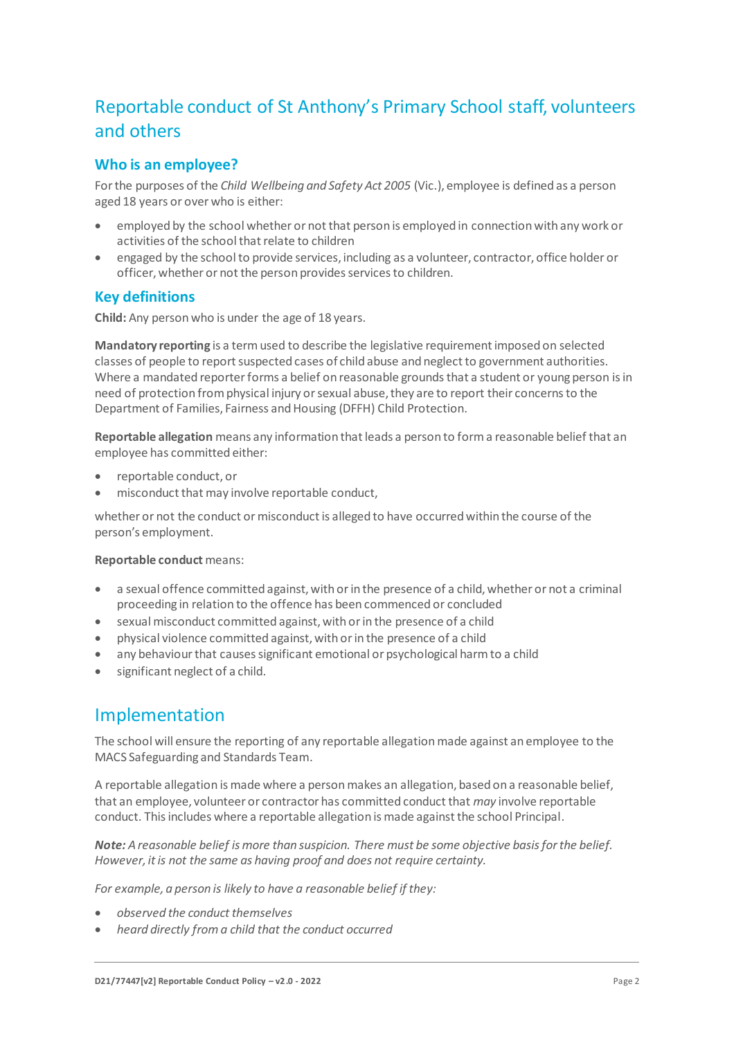## Reportable conduct of St Anthony's Primary School staff, volunteers and others

### Who is an employee?

For the purposes of the *Child Wellbeing and Safety Act 2005* (Vic.), employee is defined as a person aged 18 years or over who is either:

- employed by the school whether or not that person is employed in connection with any work or activities of the school that relate to children
- engaged by the school to provide services, including as a volunteer, contractor, office holder or officer, whether or not the person provides services to children.

### Key definitions

**Child:** Any person who is under the age of 18 years.

**Mandatory reporting** is a term used to describe the legislative requirement imposed on selected classes of people to report suspected cases of child abuse and neglect to government authorities. Where a mandated reporter forms a belief on reasonable grounds that a student or young person is in need of protection from physical injury or sexual abuse, they are to report their concerns to the Department of Families, Fairness and Housing (DFFH) Child Protection.

**Reportable allegation** means any information that leads a person to form a reasonable belief that an employee has committed either:

- reportable conduct, or
- misconduct that may involve reportable conduct,

whether or not the conduct or misconduct is alleged to have occurred within the course of the person's employment.

**Reportable conduct** means:

- a sexual offence committed against, with or in the presence of a child, whether or not a criminal proceeding in relation to the offence has been commenced or concluded
- sexual misconduct committed against, with or in the presence of a child
- physical violence committed against, with or in the presence of a child
- any behaviour that causes significant emotional or psychological harm to a child
- significant neglect of a child.

## Implementation

The school will ensure the reporting of any reportable allegation made against an employee to the MACS Safeguarding and Standards Team.

A reportable allegation is made where a person makes an allegation, based on a reasonable belief, that an employee, volunteer or contractor has committed conduct that *may* involve reportable conduct. This includes where a reportable allegation is made against the school Principal.

***Note:*** *A reasonable belief is more than suspicion. There must be some objective basis for the belief. However, it is not the same as having proof and does not require certainty.*

*For example, a person is likely to have a reasonable belief if they:*

- *observed the conduct themselves*
- *heard directly from a child that the conduct occurred*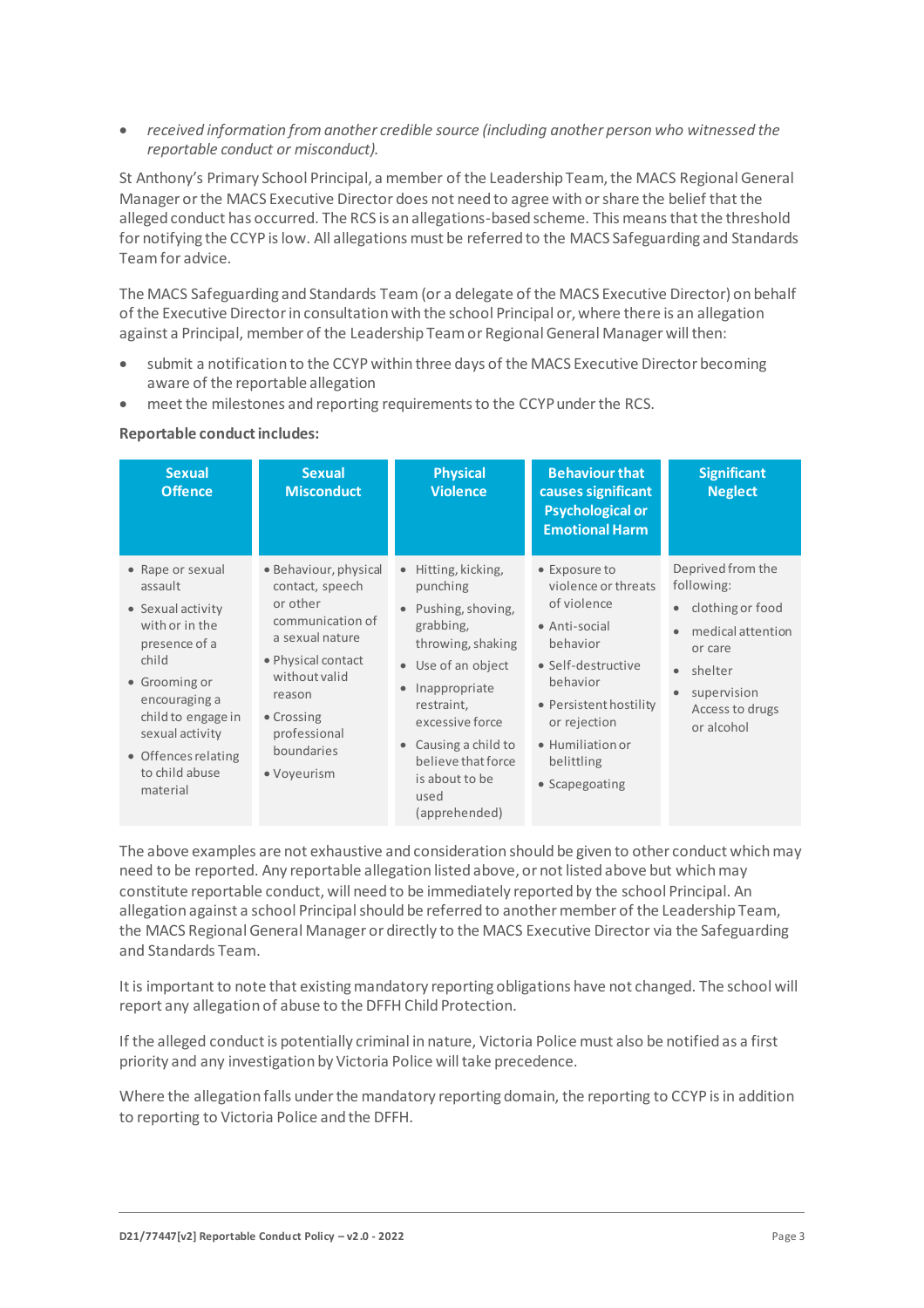- *received information from another credible source (including another person who witnessed the reportable conduct or misconduct).*

St Anthony's Primary School Principal, a member of the Leadership Team, the MACS Regional General Manager or the MACS Executive Director does not need to agree with or share the belief that the alleged conduct has occurred. The RCS is an allegations-based scheme. This means that the threshold for notifying the CCYP is low. All allegations must be referred to the MACS Safeguarding and Standards Team for advice.

The MACS Safeguarding and Standards Team (or a delegate of the MACS Executive Director) on behalf of the Executive Director in consultation with the school Principal or, where there is an allegation against a Principal, member of the Leadership Team or Regional General Manager will then:

- submit a notification to the CCYP within three days of the MACS Executive Director becoming aware of the reportable allegation
- meet the milestones and reporting requirements to the CCYP under the RCS.

**Reportable conduct includes:**

| Sexual Offence | Sexual Misconduct | Physical Violence | Behaviour that causes significant Psychological or Emotional Harm | Significant Neglect |
|---|---|---|---|---|
| • Rape or sexual assault<br>• Sexual activity with or in the presence of a child<br>• Grooming or encouraging a child to engage in sexual activity<br>• Offences relating to child abuse material | • Behaviour, physical contact, speech or other communication of a sexual nature<br>• Physical contact without valid reason<br>• Crossing professional boundaries<br>• Voyeurism | • Hitting, kicking, punching<br>• Pushing, shoving, grabbing, throwing, shaking<br>• Use of an object<br>• Inappropriate restraint, excessive force<br>• Causing a child to believe that force is about to be used (apprehended) | • Exposure to violence or threats of violence<br>• Anti-social behavior<br>• Self-destructive behavior<br>• Persistent hostility or rejection<br>• Humiliation or belittling<br>• Scapegoating | Deprived from the following:<br>• clothing or food<br>• medical attention or care<br>• shelter<br>• supervision Access to drugs or alcohol |

The above examples are not exhaustive and consideration should be given to other conduct which may need to be reported. Any reportable allegation listed above, or not listed above but which may constitute reportable conduct, will need to be immediately reported by the school Principal. An allegation against a school Principal should be referred to another member of the Leadership Team, the MACS Regional General Manager or directly to the MACS Executive Director via the Safeguarding and Standards Team.

It is important to note that existing mandatory reporting obligations have not changed. The school will report any allegation of abuse to the DFFH Child Protection.

If the alleged conduct is potentially criminal in nature, Victoria Police must also be notified as a first priority and any investigation by Victoria Police will take precedence.

Where the allegation falls under the mandatory reporting domain, the reporting to CCYP is in addition to reporting to Victoria Police and the DFFH.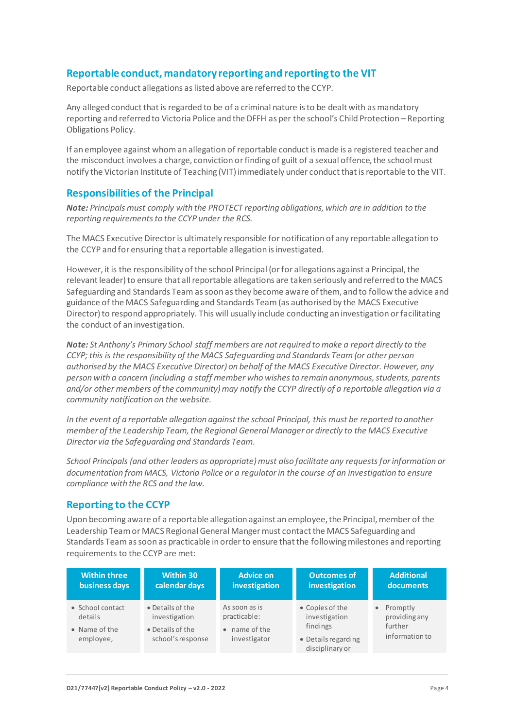## Reportable conduct, mandatory reporting and reporting to the VIT

Reportable conduct allegations as listed above are referred to the CCYP.

Any alleged conduct that is regarded to be of a criminal nature is to be dealt with as mandatory reporting and referred to Victoria Police and the DFFH as per the school's Child Protection – Reporting Obligations Policy.

If an employee against whom an allegation of reportable conduct is made is a registered teacher and the misconduct involves a charge, conviction or finding of guilt of a sexual offence, the school must notify the Victorian Institute of Teaching (VIT) immediately under conduct that is reportable to the VIT.

## Responsibilities of the Principal

***Note:*** *Principals must comply with the PROTECT reporting obligations, which are in addition to the reporting requirements to the CCYP under the RCS.*

The MACS Executive Director is ultimately responsible for notification of any reportable allegation to the CCYP and for ensuring that a reportable allegation is investigated.

However, it is the responsibility of the school Principal (or for allegations against a Principal, the relevant leader) to ensure that all reportable allegations are taken seriously and referred to the MACS Safeguarding and Standards Team as soon as they become aware of them, and to follow the advice and guidance of the MACS Safeguarding and Standards Team (as authorised by the MACS Executive Director) to respond appropriately. This will usually include conducting an investigation or facilitating the conduct of an investigation.

***Note:*** *St Anthony's Primary School staff members are not required to make a report directly to the CCYP; this is the responsibility of the MACS Safeguarding and Standards Team (or other person authorised by the MACS Executive Director) on behalf of the MACS Executive Director. However, any person with a concern (including a staff member who wishes to remain anonymous, students, parents and/or other members of the community) may notify the CCYP directly of a reportable allegation via a community notification on the website.*

*In the event of a reportable allegation against the school Principal, this must be reported to another member of the Leadership Team, the Regional General Manager or directly to the MACS Executive Director via the Safeguarding and Standards Team.*

*School Principals (and other leaders as appropriate) must also facilitate any requests for information or documentation from MACS, Victoria Police or a regulator in the course of an investigation to ensure compliance with the RCS and the law.*

## Reporting to the CCYP

Upon becoming aware of a reportable allegation against an employee, the Principal, member of the Leadership Team or MACS Regional General Manger must contact the MACS Safeguarding and Standards Team as soon as practicable in order to ensure that the following milestones and reporting requirements to the CCYP are met:

| Within three business days | Within 30 calendar days | Advice on investigation | Outcomes of investigation | Additional documents |
|---|---|---|---|---|
| • School contact details<br>• Name of the employee, | • Details of the investigation<br>• Details of the school's response | As soon as is practicable:<br>• name of the investigator | • Copies of the investigation findings<br>• Details regarding disciplinary or | • Promptly providing any further information to |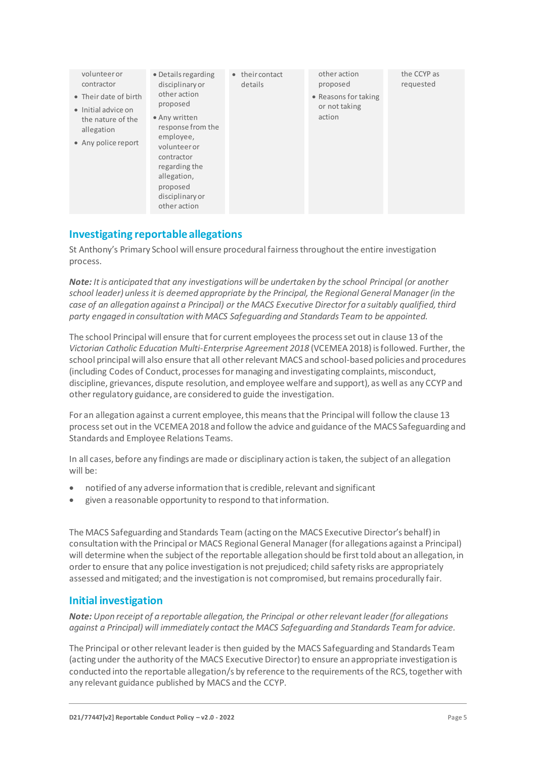| volunteer or contractor<br>• Their date of birth<br>• Initial advice on the nature of the allegation<br>• Any police report | • Details regarding disciplinary or other action proposed<br>• Any written response from the employee, volunteer or contractor regarding the allegation, proposed disciplinary or other action | • their contact details | other action proposed<br>• Reasons for taking or not taking action | the CCYP as requested |
|---|---|---|---|---|

## Investigating reportable allegations

St Anthony's Primary School will ensure procedural fairness throughout the entire investigation process.

***Note:*** *It is anticipated that any investigations will be undertaken by the school Principal (or another school leader) unless it is deemed appropriate by the Principal, the Regional General Manager (in the case of an allegation against a Principal) or the MACS Executive Director for a suitably qualified, third party engaged in consultation with MACS Safeguarding and Standards Team to be appointed.*

The school Principal will ensure that for current employees the process set out in clause 13 of the *Victorian Catholic Education Multi-Enterprise Agreement 2018* (VCEMEA 2018) is followed. Further, the school principal will also ensure that all other relevant MACS and school-based policies and procedures (including Codes of Conduct, processes for managing and investigating complaints, misconduct, discipline, grievances, dispute resolution, and employee welfare and support), as well as any CCYP and other regulatory guidance, are considered to guide the investigation.

For an allegation against a current employee, this means that the Principal will follow the clause 13 process set out in the VCEMEA 2018 and follow the advice and guidance of the MACS Safeguarding and Standards and Employee Relations Teams.

In all cases, before any findings are made or disciplinary action is taken, the subject of an allegation will be:

- notified of any adverse information that is credible, relevant and significant
- given a reasonable opportunity to respond to that information.

The MACS Safeguarding and Standards Team (acting on the MACS Executive Director's behalf) in consultation with the Principal or MACS Regional General Manager (for allegations against a Principal) will determine when the subject of the reportable allegation should be first told about an allegation, in order to ensure that any police investigation is not prejudiced; child safety risks are appropriately assessed and mitigated; and the investigation is not compromised, but remains procedurally fair.

## Initial investigation

***Note:*** *Upon receipt of a reportable allegation, the Principal or other relevant leader (for allegations against a Principal) will immediately contact the MACS Safeguarding and Standards Team for advice.*

The Principal or other relevant leader is then guided by the MACS Safeguarding and Standards Team (acting under the authority of the MACS Executive Director) to ensure an appropriate investigation is conducted into the reportable allegation/s by reference to the requirements of the RCS, together with any relevant guidance published by MACS and the CCYP.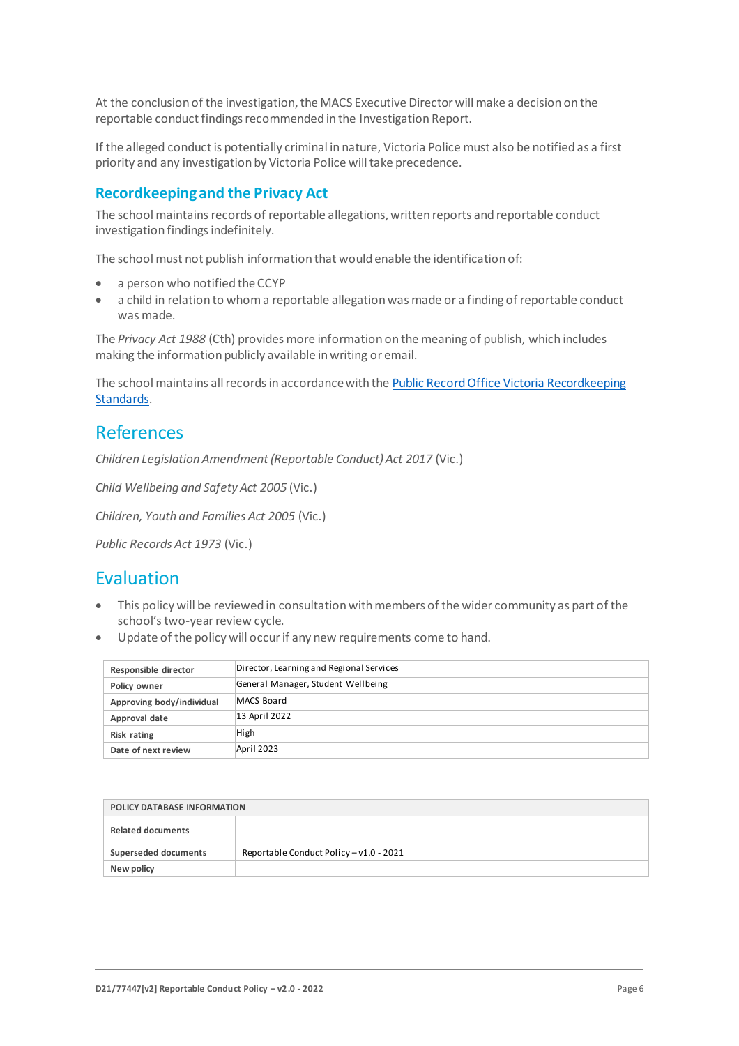At the conclusion of the investigation, the MACS Executive Director will make a decision on the reportable conduct findings recommended in the Investigation Report.

If the alleged conduct is potentially criminal in nature, Victoria Police must also be notified as a first priority and any investigation by Victoria Police will take precedence.

### Recordkeeping and the Privacy Act

The school maintains records of reportable allegations, written reports and reportable conduct investigation findings indefinitely.

The school must not publish information that would enable the identification of:

- a person who notified the CCYP
- a child in relation to whom a reportable allegation was made or a finding of reportable conduct was made.

The *Privacy Act 1988* (Cth) provides more information on the meaning of publish, which includes making the information publicly available in writing or email.

The school maintains all records in accordance with the [Public Record Office Victoria Recordkeeping Standards]().

## References

*Children Legislation Amendment (Reportable Conduct) Act 2017* (Vic.)

*Child Wellbeing and Safety Act 2005* (Vic.)

*Children, Youth and Families Act 2005* (Vic.)

*Public Records Act 1973* (Vic.)

## Evaluation

- This policy will be reviewed in consultation with members of the wider community as part of the school's two-year review cycle.
- Update of the policy will occur if any new requirements come to hand.

| | |
|---|---|
| **Responsible director** | Director, Learning and Regional Services |
| **Policy owner** | General Manager, Student Wellbeing |
| **Approving body/individual** | MACS Board |
| **Approval date** | 13 April 2022 |
| **Risk rating** | High |
| **Date of next review** | April 2023 |

| **POLICY DATABASE INFORMATION** | |
|---|---|
| **Related documents** | |
| **Superseded documents** | Reportable Conduct Policy – v1.0 - 2021 |
| **New policy** | |